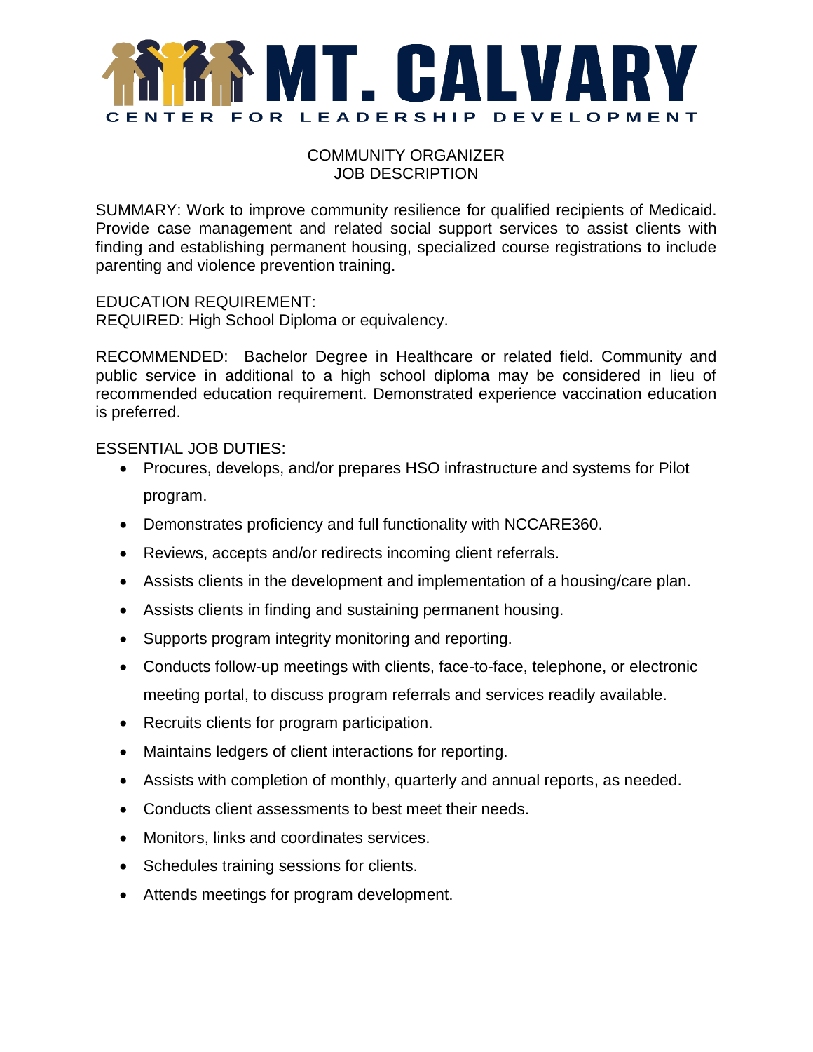# MT. CALVARY

CENTER FOR LEADERSHIP DEVELOPMENT

## COMMUNITY ORGANIZER
## JOB DESCRIPTION

SUMMARY: Work to improve community resilience for qualified recipients of Medicaid. Provide case management and related social support services to assist clients with finding and establishing permanent housing, specialized course registrations to include parenting and violence prevention training.

EDUCATION REQUIREMENT:
REQUIRED: High School Diploma or equivalency.

RECOMMENDED: Bachelor Degree in Healthcare or related field. Community and public service in additional to a high school diploma may be considered in lieu of recommended education requirement. Demonstrated experience vaccination education is preferred.

ESSENTIAL JOB DUTIES:

- Procures, develops, and/or prepares HSO infrastructure and systems for Pilot program.
- Demonstrates proficiency and full functionality with NCCARE360.
- Reviews, accepts and/or redirects incoming client referrals.
- Assists clients in the development and implementation of a housing/care plan.
- Assists clients in finding and sustaining permanent housing.
- Supports program integrity monitoring and reporting.
- Conducts follow-up meetings with clients, face-to-face, telephone, or electronic meeting portal, to discuss program referrals and services readily available.
- Recruits clients for program participation.
- Maintains ledgers of client interactions for reporting.
- Assists with completion of monthly, quarterly and annual reports, as needed.
- Conducts client assessments to best meet their needs.
- Monitors, links and coordinates services.
- Schedules training sessions for clients.
- Attends meetings for program development.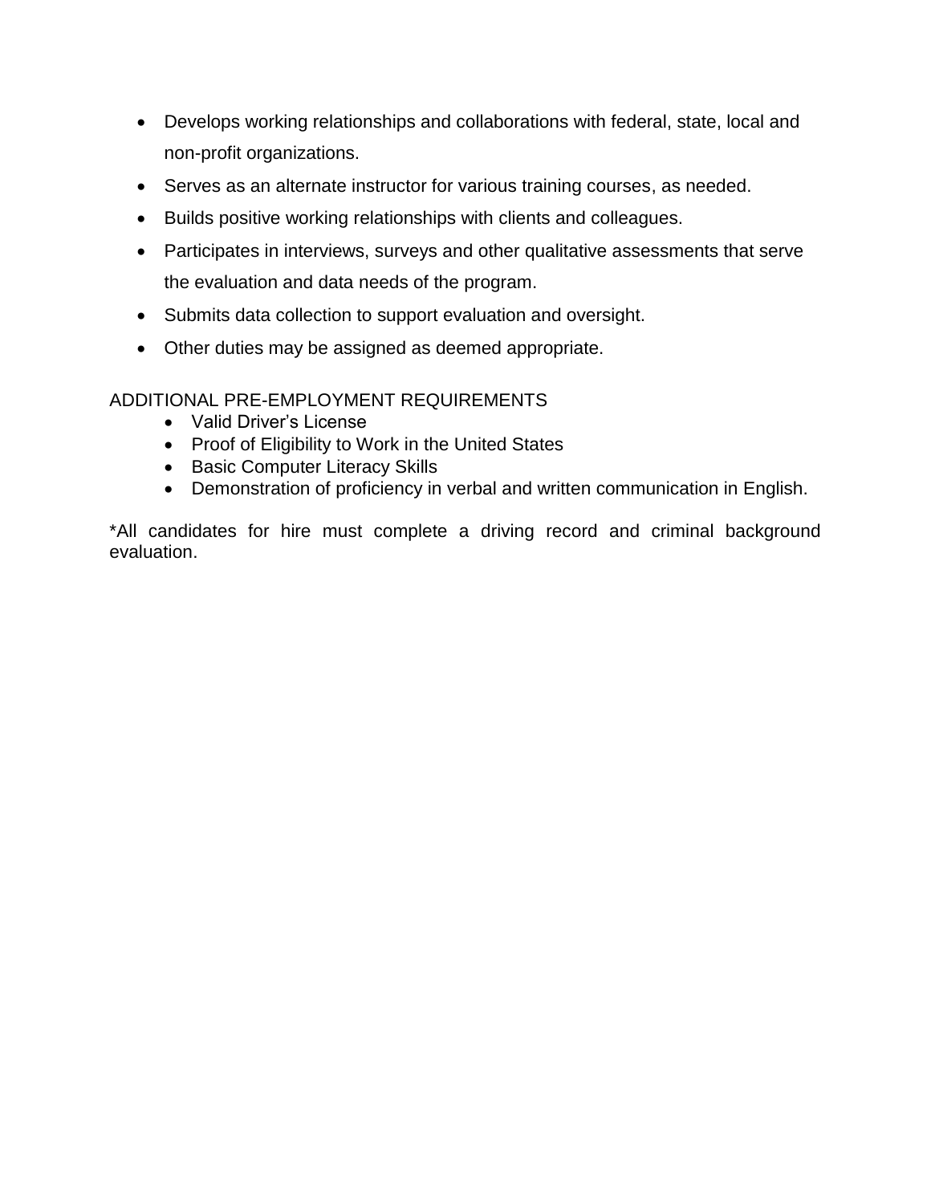- Develops working relationships and collaborations with federal, state, local and non-profit organizations.
- Serves as an alternate instructor for various training courses, as needed.
- Builds positive working relationships with clients and colleagues.
- Participates in interviews, surveys and other qualitative assessments that serve the evaluation and data needs of the program.
- Submits data collection to support evaluation and oversight.
- Other duties may be assigned as deemed appropriate.

ADDITIONAL PRE-EMPLOYMENT REQUIREMENTS

- Valid Driver's License
- Proof of Eligibility to Work in the United States
- Basic Computer Literacy Skills
- Demonstration of proficiency in verbal and written communication in English.

*All candidates for hire must complete a driving record and criminal background evaluation.